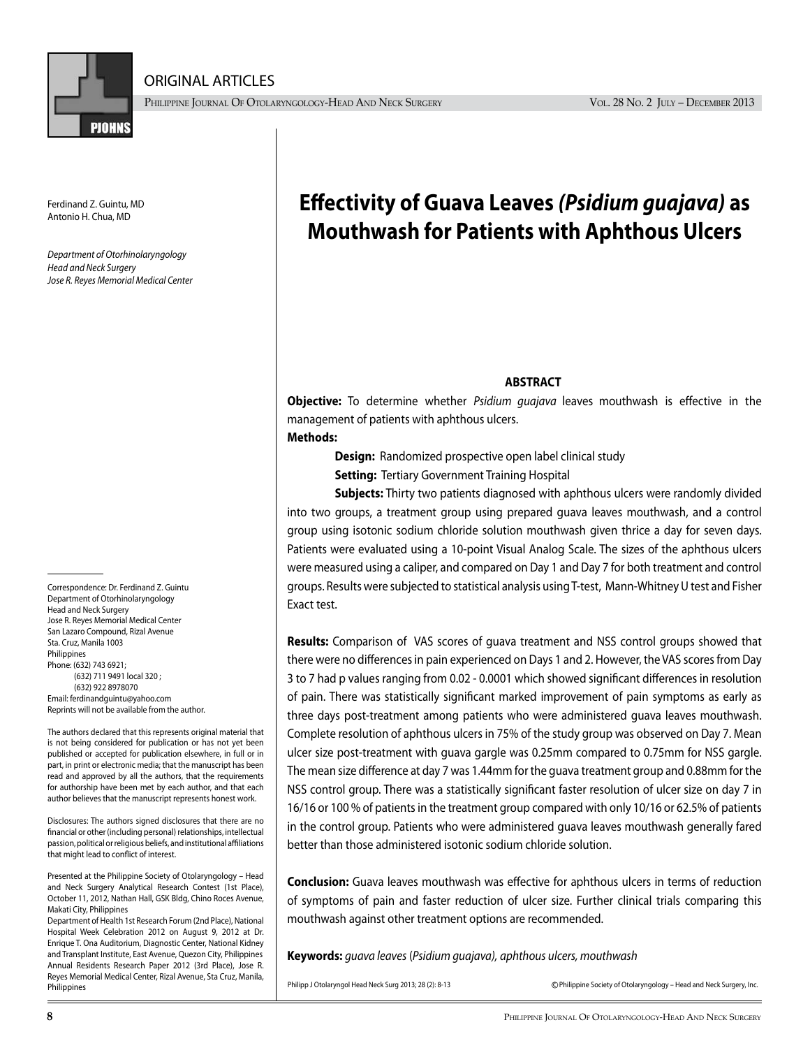# Effectivity of Guava Leaves *(Psidium guajava)* as Mouthwash for Patients with Aphthous Ulcers

Ferdinand Z. Guintu, MD
Antonio H. Chua, MD

*Department of Otorhinolaryngology*
*Head and Neck Surgery*
*Jose R. Reyes Memorial Medical Center*

## ABSTRACT

**Objective:** To determine whether *Psidium guajava* leaves mouthwash is effective in the management of patients with aphthous ulcers.

**Methods:**

**Design:** Randomized prospective open label clinical study

**Setting:** Tertiary Government Training Hospital

**Subjects:** Thirty two patients diagnosed with aphthous ulcers were randomly divided into two groups, a treatment group using prepared guava leaves mouthwash, and a control group using isotonic sodium chloride solution mouthwash given thrice a day for seven days. Patients were evaluated using a 10-point Visual Analog Scale. The sizes of the aphthous ulcers were measured using a caliper, and compared on Day 1 and Day 7 for both treatment and control groups. Results were subjected to statistical analysis using T-test, Mann-Whitney U test and Fisher Exact test.

**Results:** Comparison of VAS scores of guava treatment and NSS control groups showed that there were no differences in pain experienced on Days 1 and 2. However, the VAS scores from Day 3 to 7 had p values ranging from 0.02 - 0.0001 which showed significant differences in resolution of pain. There was statistically significant marked improvement of pain symptoms as early as three days post-treatment among patients who were administered guava leaves mouthwash. Complete resolution of aphthous ulcers in 75% of the study group was observed on Day 7. Mean ulcer size post-treatment with guava gargle was 0.25mm compared to 0.75mm for NSS gargle. The mean size difference at day 7 was 1.44mm for the guava treatment group and 0.88mm for the NSS control group. There was a statistically significant faster resolution of ulcer size on day 7 in 16/16 or 100 % of patients in the treatment group compared with only 10/16 or 62.5% of patients in the control group. Patients who were administered guava leaves mouthwash generally fared better than those administered isotonic sodium chloride solution.

**Conclusion:** Guava leaves mouthwash was effective for aphthous ulcers in terms of reduction of symptoms of pain and faster reduction of ulcer size. Further clinical trials comparing this mouthwash against other treatment options are recommended.

**Keywords:** *guava leaves* (*Psidium guajava*), *aphthous ulcers, mouthwash*

Correspondence: Dr. Ferdinand Z. Guintu
Department of Otorhinolaryngology
Head and Neck Surgery
Jose R. Reyes Memorial Medical Center
San Lazaro Compound, Rizal Avenue
Sta. Cruz, Manila 1003
Philippines
Phone: (632) 743 6921;
(632) 711 9491 local 320 ;
(632) 922 8978070
Email: ferdinandguintu@yahoo.com
Reprints will not be available from the author.

The authors declared that this represents original material that is not being considered for publication or has not yet been published or accepted for publication elsewhere, in full or in part, in print or electronic media; that the manuscript has been read and approved by all the authors, that the requirements for authorship have been met by each author, and that each author believes that the manuscript represents honest work.

Disclosures: The authors signed disclosures that there are no financial or other (including personal) relationships, intellectual passion, political or religious beliefs, and institutional affiliations that might lead to conflict of interest.

Presented at the Philippine Society of Otolaryngology – Head and Neck Surgery Analytical Research Contest (1st Place), October 11, 2012, Nathan Hall, GSK Bldg, Chino Roces Avenue, Makati City, Philippines
Department of Health 1st Research Forum (2nd Place), National Hospital Week Celebration 2012 on August 9, 2012 at Dr. Enrique T. Ona Auditorium, Diagnostic Center, National Kidney and Transplant Institute, East Avenue, Quezon City, Philippines
Annual Residents Research Paper 2012 (3rd Place), Jose R. Reyes Memorial Medical Center, Rizal Avenue, Sta Cruz, Manila, Philippines

© Philippine Society of Otolaryngology – Head and Neck Surgery, Inc.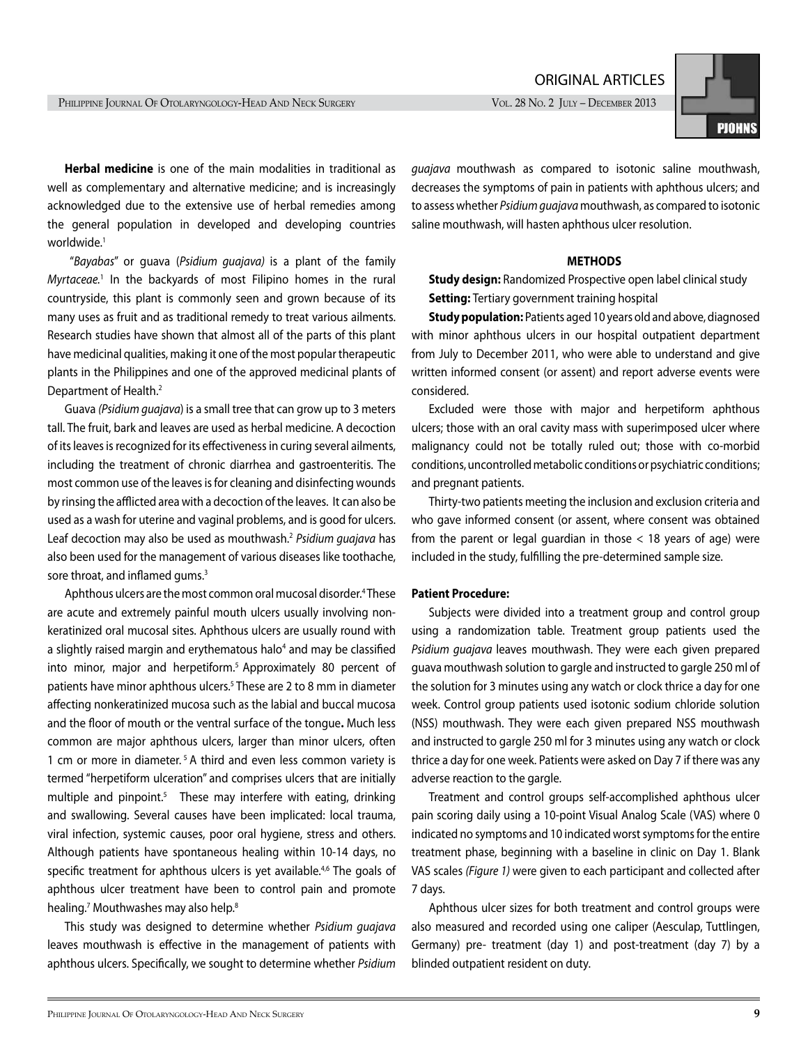**Herbal medicine** is one of the main modalities in traditional as well as complementary and alternative medicine; and is increasingly acknowledged due to the extensive use of herbal remedies among the general population in developed and developing countries worldwide.[1]

"*Bayabas*" or guava (*Psidium guajava)* is a plant of the family *Myrtaceae.*[1] In the backyards of most Filipino homes in the rural countryside, this plant is commonly seen and grown because of its many uses as fruit and as traditional remedy to treat various ailments. Research studies have shown that almost all of the parts of this plant have medicinal qualities, making it one of the most popular therapeutic plants in the Philippines and one of the approved medicinal plants of Department of Health.[2]

Guava *(Psidium guajava*) is a small tree that can grow up to 3 meters tall. The fruit, bark and leaves are used as herbal medicine. A decoction of its leaves is recognized for its effectiveness in curing several ailments, including the treatment of chronic diarrhea and gastroenteritis. The most common use of the leaves is for cleaning and disinfecting wounds by rinsing the afflicted area with a decoction of the leaves. It can also be used as a wash for uterine and vaginal problems, and is good for ulcers. Leaf decoction may also be used as mouthwash.[2] *Psidium guajava* has also been used for the management of various diseases like toothache, sore throat, and inflamed gums.[3]

Aphthous ulcers are the most common oral mucosal disorder.[4] These are acute and extremely painful mouth ulcers usually involving non-keratinized oral mucosal sites. Aphthous ulcers are usually round with a slightly raised margin and erythematous halo[4] and may be classified into minor, major and herpetiform.[5] Approximately 80 percent of patients have minor aphthous ulcers.[5] These are 2 to 8 mm in diameter affecting nonkeratinized mucosa such as the labial and buccal mucosa and the floor of mouth or the ventral surface of the tongue**.** Much less common are major aphthous ulcers, larger than minor ulcers, often 1 cm or more in diameter.[5] A third and even less common variety is termed "herpetiform ulceration" and comprises ulcers that are initially multiple and pinpoint.[5] These may interfere with eating, drinking and swallowing. Several causes have been implicated: local trauma, viral infection, systemic causes, poor oral hygiene, stress and others. Although patients have spontaneous healing within 10-14 days, no specific treatment for aphthous ulcers is yet available.[4,6] The goals of aphthous ulcer treatment have been to control pain and promote healing.[7] Mouthwashes may also help.[8]

This study was designed to determine whether *Psidium guajava* leaves mouthwash is effective in the management of patients with aphthous ulcers. Specifically, we sought to determine whether *Psidium guajava* mouthwash as compared to isotonic saline mouthwash, decreases the symptoms of pain in patients with aphthous ulcers; and to assess whether *Psidium guajava* mouthwash, as compared to isotonic saline mouthwash, will hasten aphthous ulcer resolution.

## METHODS

**Study design:** Randomized Prospective open label clinical study

**Setting:** Tertiary government training hospital

**Study population:** Patients aged 10 years old and above, diagnosed with minor aphthous ulcers in our hospital outpatient department from July to December 2011, who were able to understand and give written informed consent (or assent) and report adverse events were considered.

Excluded were those with major and herpetiform aphthous ulcers; those with an oral cavity mass with superimposed ulcer where malignancy could not be totally ruled out; those with co-morbid conditions, uncontrolled metabolic conditions or psychiatric conditions; and pregnant patients.

Thirty-two patients meeting the inclusion and exclusion criteria and who gave informed consent (or assent, where consent was obtained from the parent or legal guardian in those < 18 years of age) were included in the study, fulfilling the pre-determined sample size.

**Patient Procedure:**

Subjects were divided into a treatment group and control group using a randomization table. Treatment group patients used the *Psidium guajava* leaves mouthwash. They were each given prepared guava mouthwash solution to gargle and instructed to gargle 250 ml of the solution for 3 minutes using any watch or clock thrice a day for one week. Control group patients used isotonic sodium chloride solution (NSS) mouthwash. They were each given prepared NSS mouthwash and instructed to gargle 250 ml for 3 minutes using any watch or clock thrice a day for one week. Patients were asked on Day 7 if there was any adverse reaction to the gargle.

Treatment and control groups self-accomplished aphthous ulcer pain scoring daily using a 10-point Visual Analog Scale (VAS) where 0 indicated no symptoms and 10 indicated worst symptoms for the entire treatment phase, beginning with a baseline in clinic on Day 1. Blank VAS scales *(Figure 1)* were given to each participant and collected after 7 days.

Aphthous ulcer sizes for both treatment and control groups were also measured and recorded using one caliper (Aesculap, Tuttlingen, Germany) pre- treatment (day 1) and post-treatment (day 7) by a blinded outpatient resident on duty.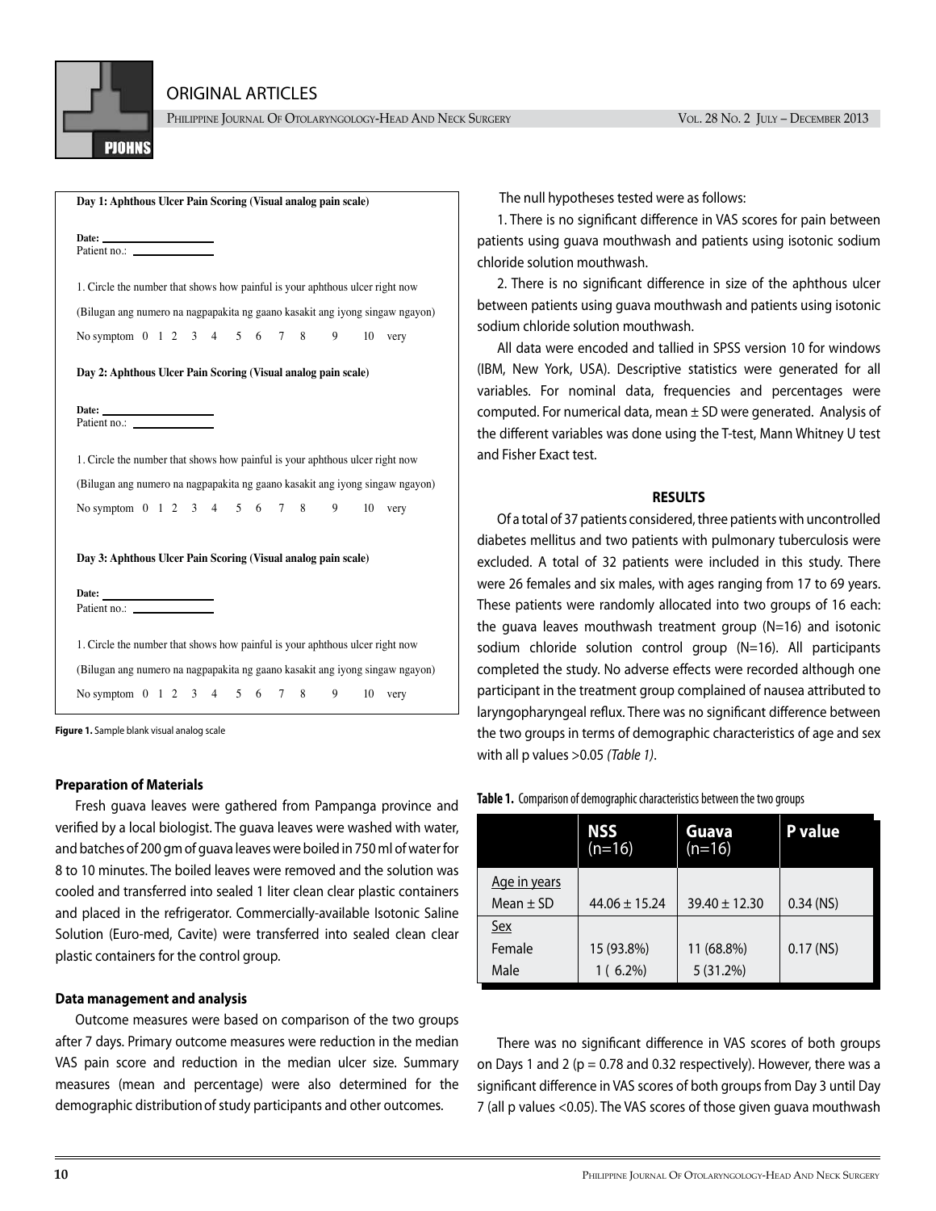**Day 1: Aphthous Ulcer Pain Scoring (Visual analog pain scale)**

**Date:** ____________________

Patient no.: ______________

1. Circle the number that shows how painful is your aphthous ulcer right now

(Bilugan ang numero na nagpapakita ng gaano kasakit ang iyong singaw ngayon)

No symptom 0 1 2 3 4 5 6 7 8 9 10 very

**Day 2: Aphthous Ulcer Pain Scoring (Visual analog pain scale)**

**Date:** ____________________

Patient no.: ______________

1. Circle the number that shows how painful is your aphthous ulcer right now

(Bilugan ang numero na nagpapakita ng gaano kasakit ang iyong singaw ngayon)

No symptom 0 1 2 3 4 5 6 7 8 9 10 very

**Day 3: Aphthous Ulcer Pain Scoring (Visual analog pain scale)**

**Date:** ____________________

Patient no.: ______________

1. Circle the number that shows how painful is your aphthous ulcer right now

(Bilugan ang numero na nagpapakita ng gaano kasakit ang iyong singaw ngayon)

No symptom 0 1 2 3 4 5 6 7 8 9 10 very

**Figure 1.** Sample blank visual analog scale

### Preparation of Materials

Fresh guava leaves were gathered from Pampanga province and verified by a local biologist. The guava leaves were washed with water, and batches of 200 gm of guava leaves were boiled in 750 ml of water for 8 to 10 minutes. The boiled leaves were removed and the solution was cooled and transferred into sealed 1 liter clean clear plastic containers and placed in the refrigerator. Commercially-available Isotonic Saline Solution (Euro-med, Cavite) were transferred into sealed clean clear plastic containers for the control group.

### Data management and analysis

Outcome measures were based on comparison of the two groups after 7 days. Primary outcome measures were reduction in the median VAS pain score and reduction in the median ulcer size. Summary measures (mean and percentage) were also determined for the demographic distribution of study participants and other outcomes.

The null hypotheses tested were as follows:

1. There is no significant difference in VAS scores for pain between patients using guava mouthwash and patients using isotonic sodium chloride solution mouthwash.

2. There is no significant difference in size of the aphthous ulcer between patients using guava mouthwash and patients using isotonic sodium chloride solution mouthwash.

All data were encoded and tallied in SPSS version 10 for windows (IBM, New York, USA). Descriptive statistics were generated for all variables. For nominal data, frequencies and percentages were computed. For numerical data, mean ± SD were generated. Analysis of the different variables was done using the T-test, Mann Whitney U test and Fisher Exact test.

## RESULTS

Of a total of 37 patients considered, three patients with uncontrolled diabetes mellitus and two patients with pulmonary tuberculosis were excluded. A total of 32 patients were included in this study. There were 26 females and six males, with ages ranging from 17 to 69 years. These patients were randomly allocated into two groups of 16 each: the guava leaves mouthwash treatment group (N=16) and isotonic sodium chloride solution control group (N=16). All participants completed the study. No adverse effects were recorded although one participant in the treatment group complained of nausea attributed to laryngopharyngeal reflux. There was no significant difference between the two groups in terms of demographic characteristics of age and sex with all p values >0.05 *(Table 1)*.

**Table 1.** Comparison of demographic characteristics between the two groups

| | **NSS** (n=16) | **Guava** (n=16) | **P value** |
|---|---|---|---|
| Age in years | | | |
| Mean ± SD | 44.06 ± 15.24 | 39.40 ± 12.30 | 0.34 (NS) |
| Sex | | | |
| Female | 15 (93.8%) | 11 (68.8%) | 0.17 (NS) |
| Male | 1 ( 6.2%) | 5 (31.2%) | |

There was no significant difference in VAS scores of both groups on Days 1 and 2 (p = 0.78 and 0.32 respectively). However, there was a significant difference in VAS scores of both groups from Day 3 until Day 7 (all p values <0.05). The VAS scores of those given guava mouthwash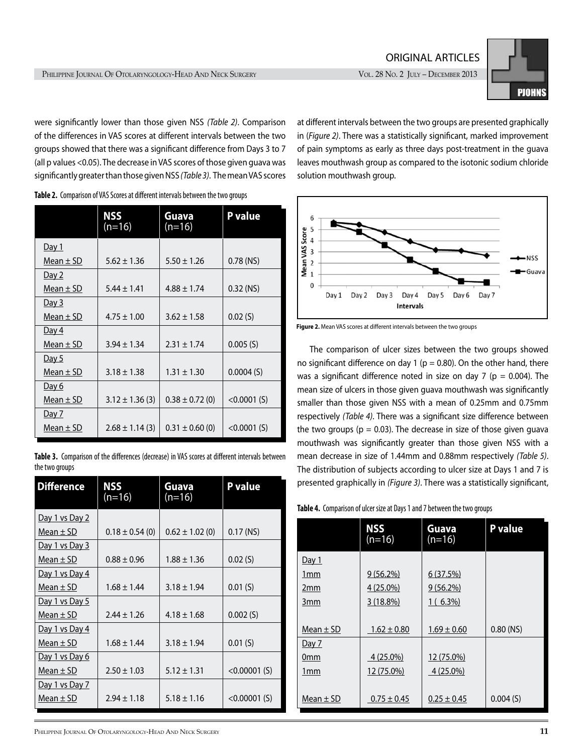were significantly lower than those given NSS *(Table 2)*. Comparison of the differences in VAS scores at different intervals between the two groups showed that there was a significant difference from Days 3 to 7 (all p values <0.05). The decrease in VAS scores of those given guava was significantly greater than those given NSS *(Table 3)*. The mean VAS scores at different intervals between the two groups are presented graphically in (*Figure 2)*. There was a statistically significant, marked improvement of pain symptoms as early as three days post-treatment in the guava leaves mouthwash group as compared to the isotonic sodium chloride solution mouthwash group.

**Table 2.** Comparison of VAS Scores at different intervals between the two groups

| | NSS (n=16) | Guava (n=16) | P value |
|---|---|---|---|
| Day 1 | | | |
| Mean ± SD | 5.62 ± 1.36 | 5.50 ± 1.26 | 0.78 (NS) |
| Day 2 | | | |
| Mean ± SD | 5.44 ± 1.41 | 4.88 ± 1.74 | 0.32 (NS) |
| Day 3 | | | |
| Mean ± SD | 4.75 ± 1.00 | 3.62 ± 1.58 | 0.02 (S) |
| Day 4 | | | |
| Mean ± SD | 3.94 ± 1.34 | 2.31 ± 1.74 | 0.005 (S) |
| Day 5 | | | |
| Mean ± SD | 3.18 ± 1.38 | 1.31 ± 1.30 | 0.0004 (S) |
| Day 6 | | | |
| Mean ± SD | 3.12 ± 1.36 (3) | 0.38 ± 0.72 (0) | <0.0001 (S) |
| Day 7 | | | |
| Mean ± SD | 2.68 ± 1.14 (3) | 0.31 ± 0.60 (0) | <0.0001 (S) |

**Table 3.** Comparison of the differences (decrease) in VAS scores at different intervals between the two groups

| Difference | NSS (n=16) | Guava (n=16) | P value |
|---|---|---|---|
| Day 1 vs Day 2 | | | |
| Mean ± SD | 0.18 ± 0.54 (0) | 0.62 ± 1.02 (0) | 0.17 (NS) |
| Day 1 vs Day 3 | | | |
| Mean ± SD | 0.88 ± 0.96 | 1.88 ± 1.36 | 0.02 (S) |
| Day 1 vs Day 4 | | | |
| Mean ± SD | 1.68 ± 1.44 | 3.18 ± 1.94 | 0.01 (S) |
| Day 1 vs Day 5 | | | |
| Mean ± SD | 2.44 ± 1.26 | 4.18 ± 1.68 | 0.002 (S) |
| Day 1 vs Day 4 | | | |
| Mean ± SD | 1.68 ± 1.44 | 3.18 ± 1.94 | 0.01 (S) |
| Day 1 vs Day 6 | | | |
| Mean ± SD | 2.50 ± 1.03 | 5.12 ± 1.31 | <0.00001 (S) |
| Day 1 vs Day 7 | | | |
| Mean ± SD | 2.94 ± 1.18 | 5.18 ± 1.16 | <0.00001 (S) |

**Figure 2.** Mean VAS scores at different intervals between the two groups

The comparison of ulcer sizes between the two groups showed no significant difference on day 1 (p = 0.80). On the other hand, there was a significant difference noted in size on day 7 (p = 0.004). The mean size of ulcers in those given guava mouthwash was significantly smaller than those given NSS with a mean of 0.25mm and 0.75mm respectively *(Table 4)*. There was a significant size difference between the two groups (p = 0.03). The decrease in size of those given guava mouthwash was significantly greater than those given NSS with a mean decrease in size of 1.44mm and 0.88mm respectively *(Table 5)*. The distribution of subjects according to ulcer size at Days 1 and 7 is presented graphically in *(Figure 3)*. There was a statistically significant,

**Table 4.** Comparison of ulcer size at Days 1 and 7 between the two groups

| | NSS (n=16) | Guava (n=16) | P value |
|---|---|---|---|
| Day 1 | | | |
| 1mm | 9 (56.2%) | 6 (37.5%) | |
| 2mm | 4 (25.0%) | 9 (56.2%) | |
| 3mm | 3 (18.8%) | 1 ( 6.3%) | |
| Mean ± SD | 1.62 ± 0.80 | 1.69 ± 0.60 | 0.80 (NS) |
| Day 7 | | | |
| 0mm | 4 (25.0%) | 12 (75.0%) | |
| 1mm | 12 (75.0%) | 4 (25.0%) | |
| Mean ± SD | 0.75 ± 0.45 | 0.25 ± 0.45 | 0.004 (S) |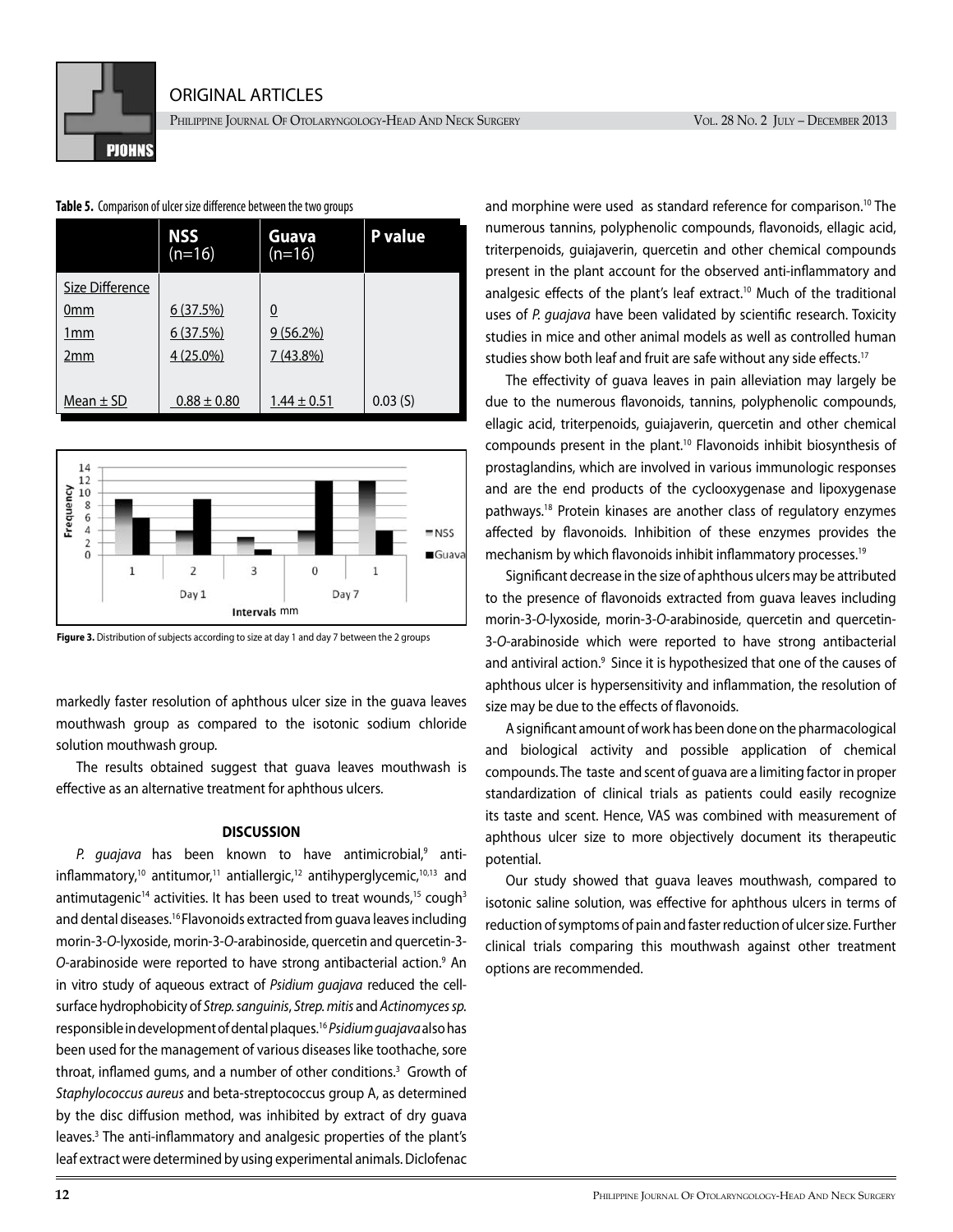**Table 5.** Comparison of ulcer size difference between the two groups

| | NSS (n=16) | Guava (n=16) | P value |
|---|---|---|---|
| Size Difference | | | |
| 0mm | 6 (37.5%) | 0 | |
| 1mm | 6 (37.5%) | 9 (56.2%) | |
| 2mm | 4 (25.0%) | 7 (43.8%) | |
| Mean ± SD | 0.88 ± 0.80 | 1.44 ± 0.51 | 0.03 (S) |

**Figure 3.** Distribution of subjects according to size at day 1 and day 7 between the 2 groups

markedly faster resolution of aphthous ulcer size in the guava leaves mouthwash group as compared to the isotonic sodium chloride solution mouthwash group.

The results obtained suggest that guava leaves mouthwash is effective as an alternative treatment for aphthous ulcers.

## DISCUSSION

*P. guajava* has been known to have antimicrobial,[9] anti-inflammatory,[10] antitumor,[11] antiallergic,[12] antihyperglycemic,[10,13] and antimutagenic[14] activities. It has been used to treat wounds,[15] cough[3] and dental diseases.[16] Flavonoids extracted from guava leaves including morin-3-*O*-lyxoside, morin-3-*O*-arabinoside, quercetin and quercetin-3-*O*-arabinoside were reported to have strong antibacterial action.[9] An in vitro study of aqueous extract of *Psidium guajava* reduced the cell-surface hydrophobicity of *Strep. sanguinis*, *Strep. mitis* and *Actinomyces sp.* responsible in development of dental plaques.[16] *Psidium guajava* also has been used for the management of various diseases like toothache, sore throat, inflamed gums, and a number of other conditions.[3] Growth of *Staphylococcus aureus* and beta-streptococcus group A, as determined by the disc diffusion method, was inhibited by extract of dry guava leaves.[3] The anti-inflammatory and analgesic properties of the plant's leaf extract were determined by using experimental animals. Diclofenac and morphine were used as standard reference for comparison.[10] The numerous tannins, polyphenolic compounds, flavonoids, ellagic acid, triterpenoids, guiajaverin, quercetin and other chemical compounds present in the plant account for the observed anti-inflammatory and analgesic effects of the plant's leaf extract.[10] Much of the traditional uses of *P. guajava* have been validated by scientific research. Toxicity studies in mice and other animal models as well as controlled human studies show both leaf and fruit are safe without any side effects.[17]

The effectivity of guava leaves in pain alleviation may largely be due to the numerous flavonoids, tannins, polyphenolic compounds, ellagic acid, triterpenoids, guiajaverin, quercetin and other chemical compounds present in the plant.[10] Flavonoids inhibit biosynthesis of prostaglandins, which are involved in various immunologic responses and are the end products of the cyclooxygenase and lipoxygenase pathways.[18] Protein kinases are another class of regulatory enzymes affected by flavonoids. Inhibition of these enzymes provides the mechanism by which flavonoids inhibit inflammatory processes.[19]

Significant decrease in the size of aphthous ulcers may be attributed to the presence of flavonoids extracted from guava leaves including morin-3-*O*-lyxoside, morin-3-*O*-arabinoside, quercetin and quercetin-3-*O*-arabinoside which were reported to have strong antibacterial and antiviral action.[9] Since it is hypothesized that one of the causes of aphthous ulcer is hypersensitivity and inflammation, the resolution of size may be due to the effects of flavonoids.

A significant amount of work has been done on the pharmacological and biological activity and possible application of chemical compounds. The taste and scent of guava are a limiting factor in proper standardization of clinical trials as patients could easily recognize its taste and scent. Hence, VAS was combined with measurement of aphthous ulcer size to more objectively document its therapeutic potential.

Our study showed that guava leaves mouthwash, compared to isotonic saline solution, was effective for aphthous ulcers in terms of reduction of symptoms of pain and faster reduction of ulcer size. Further clinical trials comparing this mouthwash against other treatment options are recommended.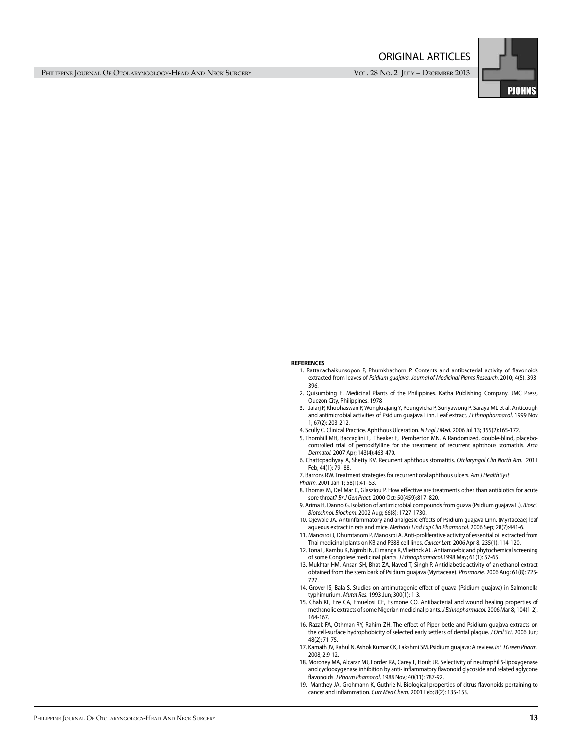## REFERENCES

1. Rattanachaikunsopon P, Phumkhachorn P. Contents and antibacterial activity of flavonoids extracted from leaves of *Psidium guajava*. *Journal of Medicinal Plants Research.* 2010; 4(5): 393-396.
2. Quisumbing E. Medicinal Plants of the Philippines. Katha Publishing Company. JMC Press, Quezon City, Philippines. 1978
3. Jaiarj P, Khoohaswan P, Wongkrajang Y, Peungvicha P, Suriyawong P, Saraya ML et al. Anticough and antimicrobial activities of Psidium guajava Linn. Leaf extract. *J Ethnopharmacol*. 1999 Nov 1; 67(2): 203-212.
4. Scully C. Clinical Practice. Aphthous Ulceration. *N Engl J Med.* 2006 Jul 13; 355(2):165-172.
5. Thornhill MH, Baccaglini L, Theaker E, Pemberton MN. A Randomized, double-blind, placebo-controlled trial of pentoxifylline for the treatment of recurrent aphthous stomatitis. *Arch Dermatol.* 2007 Apr; 143(4):463-470.
6. Chattopadhyay A, Shetty KV. Recurrent aphthous stomatitis. *Otolaryngol Clin North Am.* 2011 Feb; 44(1): 79–88.
7. Barrons RW. Treatment strategies for recurrent oral aphthous ulcers. *Am J Health Syst Pharm.* 2001 Jan 1; 58(1):41–53.
8. Thomas M, Del Mar C, Glasziou P. How effective are treatments other than antibiotics for acute sore throat? *Br J Gen Pract.* 2000 Oct; 50(459):817–820.
9. Arima H, Danno G. Isolation of antimicrobial compounds from guava (Psidium guajava L.). *Biosci. Biotechnol. Biochem*. 2002 Aug; 66(8): 1727-1730.
10. Ojewole JA. Antiinflammatory and analgesic effects of Psidium guajava Linn. (Myrtaceae) leaf aqueous extract in rats and mice. *Methods Find Exp Clin Pharmacol.* 2006 Sep; 28(7):441-6.
11. Manosroi J, Dhumtanom P, Manosroi A. Anti-proliferative activity of essential oil extracted from Thai medicinal plants on KB and P388 cell lines. *Cancer Lett.* 2006 Apr 8. 235(1): 114-120.
12. Tona L, Kambu K, Ngimbi N, Cimanga K, Vlietinck AJ.. Antiamoebic and phytochemical screening of some Congolese medicinal plants. *J Ethnopharmacol.*1998 May; 61(1): 57-65.
13. Mukhtar HM, Ansari SH, Bhat ZA, Naved T, Singh P. Antidiabetic activity of an ethanol extract obtained from the stem bark of Psidium guajava (Myrtaceae). *Pharmazie.* 2006 Aug; 61(8): 725-727.
14. Grover IS, Bala S. Studies on antimutagenic effect of guava (Psidium guajava) in Salmonella typhimurium. *Mutat Res*. 1993 Jun; 300(1): 1-3.
15. Chah KF, Eze CA, Emuelosi CE, Esimone CO. Antibacterial and wound healing properties of methanolic extracts of some Nigerian medicinal plants. *J Ethnopharmacol.* 2006 Mar 8; 104(1-2): 164-167.
16. Razak FA, Othman RY, Rahim ZH. The effect of Piper betle and Psidium guajava extracts on the cell-surface hydrophobicity of selected early settlers of dental plaque. *J Oral Sci*. 2006 Jun; 48(2): 71-75.
17. Kamath JV, Rahul N, Ashok Kumar CK, Lakshmi SM. Psidium guajava: A review. *Int J Green Pharm.* 2008; 2:9-12.
18. Moroney MA, Alcaraz MJ, Forder RA, Carey F, Hoult JR. Selectivity of neutrophil 5-lipoxygenase and cyclooxygenase inhibition by anti- inflammatory flavonoid glycoside and related aglycone flavonoids. *J Pharm Phamocol*. 1988 Nov; 40(11): 787-92.
19. Manthey JA, Grohmann K, Guthrie N. Biological properties of citrus flavonoids pertaining to cancer and inflammation. *Curr Med Chem.* 2001 Feb; 8(2): 135-153.